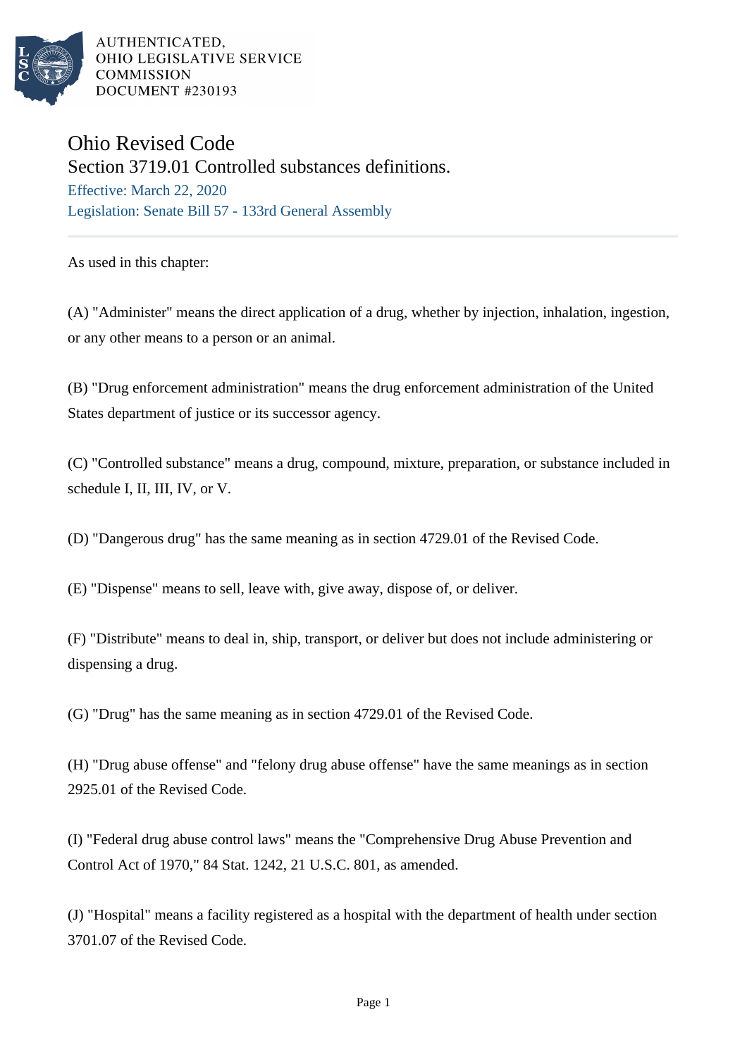AUTHENTICATED,
OHIO LEGISLATIVE SERVICE
COMMISSION
DOCUMENT #230193

# Ohio Revised Code

## Section 3719.01 Controlled substances definitions.

Effective: March 22, 2020

Legislation: Senate Bill 57 - 133rd General Assembly

As used in this chapter:

(A) "Administer" means the direct application of a drug, whether by injection, inhalation, ingestion, or any other means to a person or an animal.

(B) "Drug enforcement administration" means the drug enforcement administration of the United States department of justice or its successor agency.

(C) "Controlled substance" means a drug, compound, mixture, preparation, or substance included in schedule I, II, III, IV, or V.

(D) "Dangerous drug" has the same meaning as in section 4729.01 of the Revised Code.

(E) "Dispense" means to sell, leave with, give away, dispose of, or deliver.

(F) "Distribute" means to deal in, ship, transport, or deliver but does not include administering or dispensing a drug.

(G) "Drug" has the same meaning as in section 4729.01 of the Revised Code.

(H) "Drug abuse offense" and "felony drug abuse offense" have the same meanings as in section 2925.01 of the Revised Code.

(I) "Federal drug abuse control laws" means the "Comprehensive Drug Abuse Prevention and Control Act of 1970," 84 Stat. 1242, 21 U.S.C. 801, as amended.

(J) "Hospital" means a facility registered as a hospital with the department of health under section 3701.07 of the Revised Code.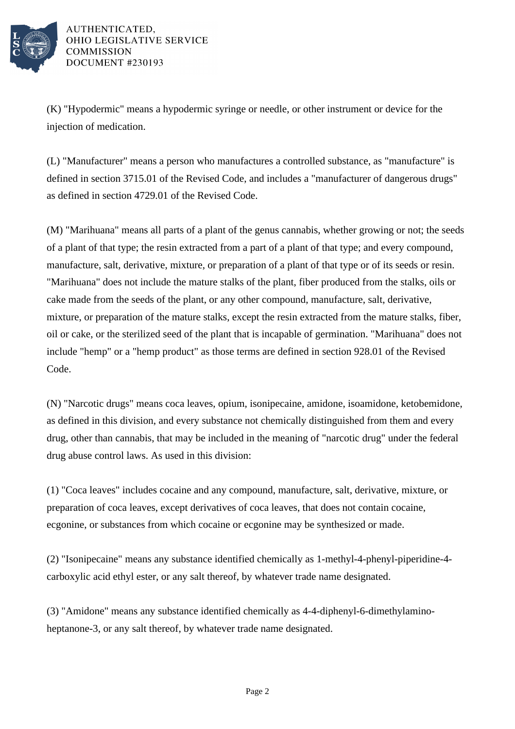(K) "Hypodermic" means a hypodermic syringe or needle, or other instrument or device for the injection of medication.

(L) "Manufacturer" means a person who manufactures a controlled substance, as "manufacture" is defined in section 3715.01 of the Revised Code, and includes a "manufacturer of dangerous drugs" as defined in section 4729.01 of the Revised Code.

(M) "Marihuana" means all parts of a plant of the genus cannabis, whether growing or not; the seeds of a plant of that type; the resin extracted from a part of a plant of that type; and every compound, manufacture, salt, derivative, mixture, or preparation of a plant of that type or of its seeds or resin. "Marihuana" does not include the mature stalks of the plant, fiber produced from the stalks, oils or cake made from the seeds of the plant, or any other compound, manufacture, salt, derivative, mixture, or preparation of the mature stalks, except the resin extracted from the mature stalks, fiber, oil or cake, or the sterilized seed of the plant that is incapable of germination. "Marihuana" does not include "hemp" or a "hemp product" as those terms are defined in section 928.01 of the Revised Code.

(N) "Narcotic drugs" means coca leaves, opium, isonipecaine, amidone, isoamidone, ketobemidone, as defined in this division, and every substance not chemically distinguished from them and every drug, other than cannabis, that may be included in the meaning of "narcotic drug" under the federal drug abuse control laws. As used in this division:

(1) "Coca leaves" includes cocaine and any compound, manufacture, salt, derivative, mixture, or preparation of coca leaves, except derivatives of coca leaves, that does not contain cocaine, ecgonine, or substances from which cocaine or ecgonine may be synthesized or made.

(2) "Isonipecaine" means any substance identified chemically as 1-methyl-4-phenyl-piperidine-4-carboxylic acid ethyl ester, or any salt thereof, by whatever trade name designated.

(3) "Amidone" means any substance identified chemically as 4-4-diphenyl-6-dimethylamino-heptanone-3, or any salt thereof, by whatever trade name designated.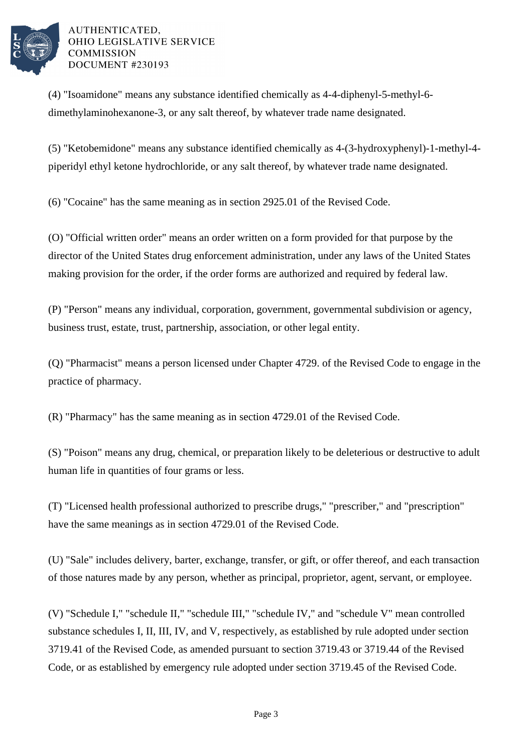(4) "Isoamidone" means any substance identified chemically as 4-4-diphenyl-5-methyl-6-dimethylaminohexanone-3, or any salt thereof, by whatever trade name designated.

(5) "Ketobemidone" means any substance identified chemically as 4-(3-hydroxyphenyl)-1-methyl-4-piperidyl ethyl ketone hydrochloride, or any salt thereof, by whatever trade name designated.

(6) "Cocaine" has the same meaning as in section 2925.01 of the Revised Code.

(O) "Official written order" means an order written on a form provided for that purpose by the director of the United States drug enforcement administration, under any laws of the United States making provision for the order, if the order forms are authorized and required by federal law.

(P) "Person" means any individual, corporation, government, governmental subdivision or agency, business trust, estate, trust, partnership, association, or other legal entity.

(Q) "Pharmacist" means a person licensed under Chapter 4729. of the Revised Code to engage in the practice of pharmacy.

(R) "Pharmacy" has the same meaning as in section 4729.01 of the Revised Code.

(S) "Poison" means any drug, chemical, or preparation likely to be deleterious or destructive to adult human life in quantities of four grams or less.

(T) "Licensed health professional authorized to prescribe drugs," "prescriber," and "prescription" have the same meanings as in section 4729.01 of the Revised Code.

(U) "Sale" includes delivery, barter, exchange, transfer, or gift, or offer thereof, and each transaction of those natures made by any person, whether as principal, proprietor, agent, servant, or employee.

(V) "Schedule I," "schedule II," "schedule III," "schedule IV," and "schedule V" mean controlled substance schedules I, II, III, IV, and V, respectively, as established by rule adopted under section 3719.41 of the Revised Code, as amended pursuant to section 3719.43 or 3719.44 of the Revised Code, or as established by emergency rule adopted under section 3719.45 of the Revised Code.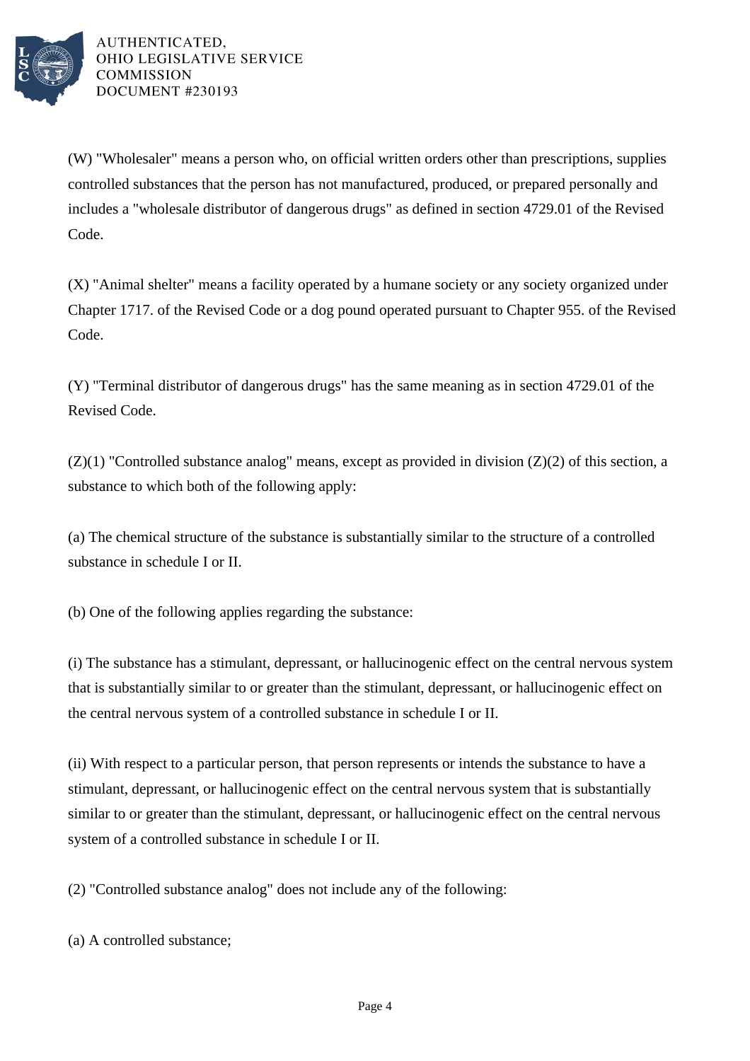(W) "Wholesaler" means a person who, on official written orders other than prescriptions, supplies controlled substances that the person has not manufactured, produced, or prepared personally and includes a "wholesale distributor of dangerous drugs" as defined in section 4729.01 of the Revised Code.

(X) "Animal shelter" means a facility operated by a humane society or any society organized under Chapter 1717. of the Revised Code or a dog pound operated pursuant to Chapter 955. of the Revised Code.

(Y) "Terminal distributor of dangerous drugs" has the same meaning as in section 4729.01 of the Revised Code.

(Z)(1) "Controlled substance analog" means, except as provided in division (Z)(2) of this section, a substance to which both of the following apply:

(a) The chemical structure of the substance is substantially similar to the structure of a controlled substance in schedule I or II.

(b) One of the following applies regarding the substance:

(i) The substance has a stimulant, depressant, or hallucinogenic effect on the central nervous system that is substantially similar to or greater than the stimulant, depressant, or hallucinogenic effect on the central nervous system of a controlled substance in schedule I or II.

(ii) With respect to a particular person, that person represents or intends the substance to have a stimulant, depressant, or hallucinogenic effect on the central nervous system that is substantially similar to or greater than the stimulant, depressant, or hallucinogenic effect on the central nervous system of a controlled substance in schedule I or II.

(2) "Controlled substance analog" does not include any of the following:

(a) A controlled substance;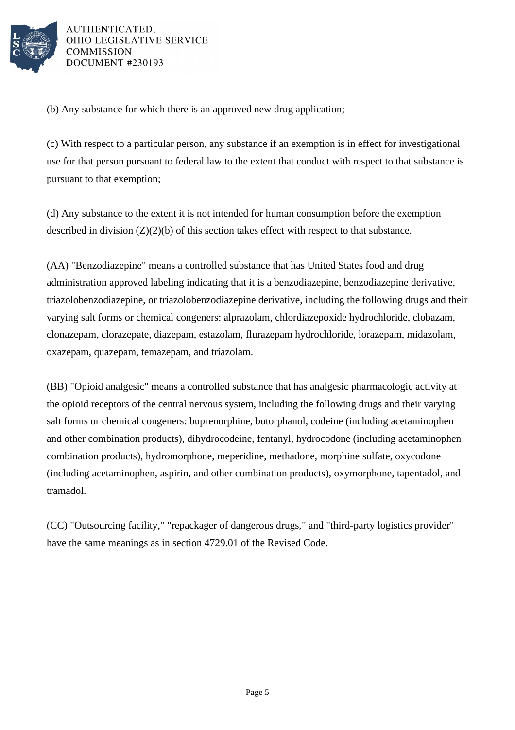(b) Any substance for which there is an approved new drug application;

(c) With respect to a particular person, any substance if an exemption is in effect for investigational use for that person pursuant to federal law to the extent that conduct with respect to that substance is pursuant to that exemption;

(d) Any substance to the extent it is not intended for human consumption before the exemption described in division (Z)(2)(b) of this section takes effect with respect to that substance.

(AA) "Benzodiazepine" means a controlled substance that has United States food and drug administration approved labeling indicating that it is a benzodiazepine, benzodiazepine derivative, triazolobenzodiazepine, or triazolobenzodiazepine derivative, including the following drugs and their varying salt forms or chemical congeners: alprazolam, chlordiazepoxide hydrochloride, clobazam, clonazepam, clorazepate, diazepam, estazolam, flurazepam hydrochloride, lorazepam, midazolam, oxazepam, quazepam, temazepam, and triazolam.

(BB) "Opioid analgesic" means a controlled substance that has analgesic pharmacologic activity at the opioid receptors of the central nervous system, including the following drugs and their varying salt forms or chemical congeners: buprenorphine, butorphanol, codeine (including acetaminophen and other combination products), dihydrocodeine, fentanyl, hydrocodone (including acetaminophen combination products), hydromorphone, meperidine, methadone, morphine sulfate, oxycodone (including acetaminophen, aspirin, and other combination products), oxymorphone, tapentadol, and tramadol.

(CC) "Outsourcing facility," "repackager of dangerous drugs," and "third-party logistics provider" have the same meanings as in section 4729.01 of the Revised Code.